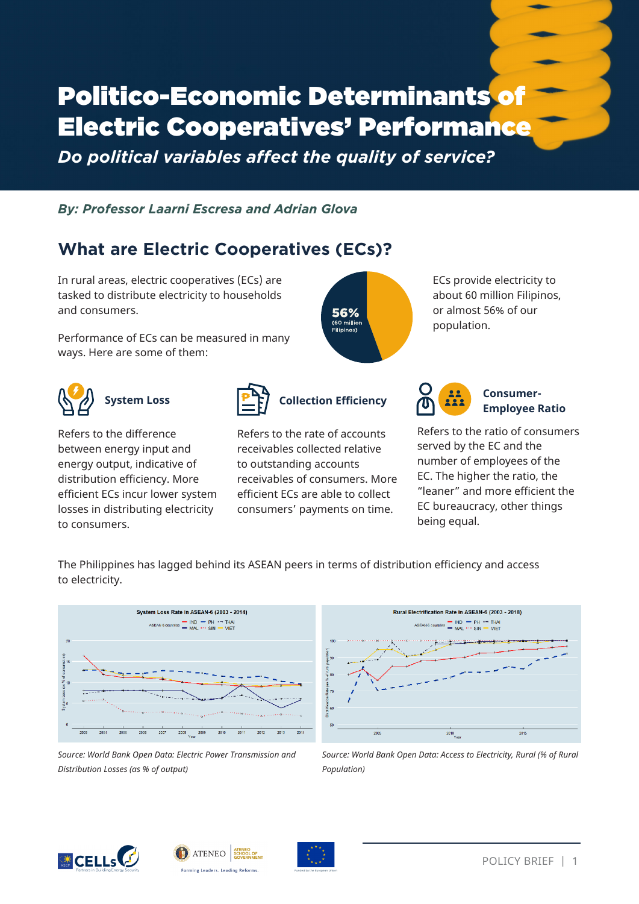# Politico-Economic Determinants of Electric Cooperatives' Performance

*Do political variables affect the quality of service?*

*By: Professor Laarni Escresa and Adrian Glova*

## What are Electric Cooperatives (ECs)?

In rural areas, electric cooperatives (ECs) are tasked to distribute electricity to households and consumers.

Performance of ECs can be measured in many ways. Here are some of them:

56% (60 million Filipinos)

ECs provide electricity to about 60 million Filipinos, or almost 56% of our population.

### System Loss

Refers to the difference between energy input and energy output, indicative of distribution efficiency. More efficient ECs incur lower system losses in distributing electricity to consumers.

### Collection Efficiency

Refers to the rate of accounts receivables collected relative to outstanding accounts receivables of consumers. More efficient ECs are able to collect consumers' payments on time.

### Consumer-Employee Ratio

Refers to the ratio of consumers served by the EC and the number of employees of the EC. The higher the ratio, the "leaner" and more efficient the EC bureaucracy, other things being equal.

The Philippines has lagged behind its ASEAN peers in terms of distribution efficiency and access to electricity.

**System Loss Rate in ASEAN-6 (2003 - 2014)**

*Source: World Bank Open Data: Electric Power Transmission and Distribution Losses (as % of output)*

**Rural Electrification Rate in ASEAN-6 (2003 - 2018)**

*Source: World Bank Open Data: Access to Electricity, Rural (% of Rural Population)*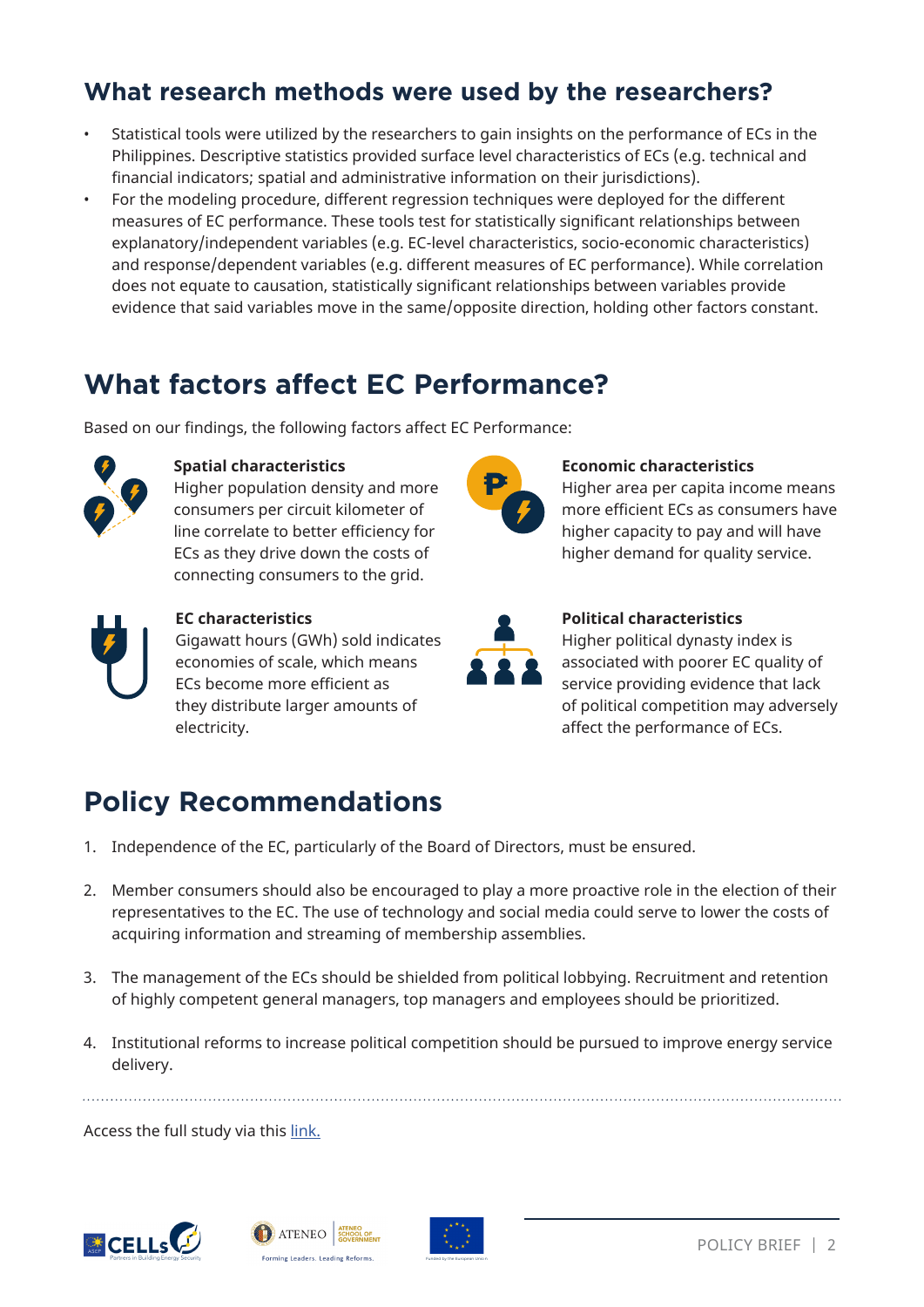## What research methods were used by the researchers?

- Statistical tools were utilized by the researchers to gain insights on the performance of ECs in the Philippines. Descriptive statistics provided surface level characteristics of ECs (e.g. technical and financial indicators; spatial and administrative information on their jurisdictions).
- For the modeling procedure, different regression techniques were deployed for the different measures of EC performance. These tools test for statistically significant relationships between explanatory/independent variables (e.g. EC-level characteristics, socio-economic characteristics) and response/dependent variables (e.g. different measures of EC performance). While correlation does not equate to causation, statistically significant relationships between variables provide evidence that said variables move in the same/opposite direction, holding other factors constant.

## What factors affect EC Performance?

Based on our findings, the following factors affect EC Performance:

**Spatial characteristics**
Higher population density and more consumers per circuit kilometer of line correlate to better efficiency for ECs as they drive down the costs of connecting consumers to the grid.

**Economic characteristics**
Higher area per capita income means more efficient ECs as consumers have higher capacity to pay and will have higher demand for quality service.

**EC characteristics**
Gigawatt hours (GWh) sold indicates economies of scale, which means ECs become more efficient as they distribute larger amounts of electricity.

**Political characteristics**
Higher political dynasty index is associated with poorer EC quality of service providing evidence that lack of political competition may adversely affect the performance of ECs.

## Policy Recommendations

1. Independence of the EC, particularly of the Board of Directors, must be ensured.
2. Member consumers should also be encouraged to play a more proactive role in the election of their representatives to the EC. The use of technology and social media could serve to lower the costs of acquiring information and streaming of membership assemblies.
3. The management of the ECs should be shielded from political lobbying. Recruitment and retention of highly competent general managers, top managers and employees should be prioritized.
4. Institutional reforms to increase political competition should be pursued to improve energy service delivery.

---

Access the full study via this link.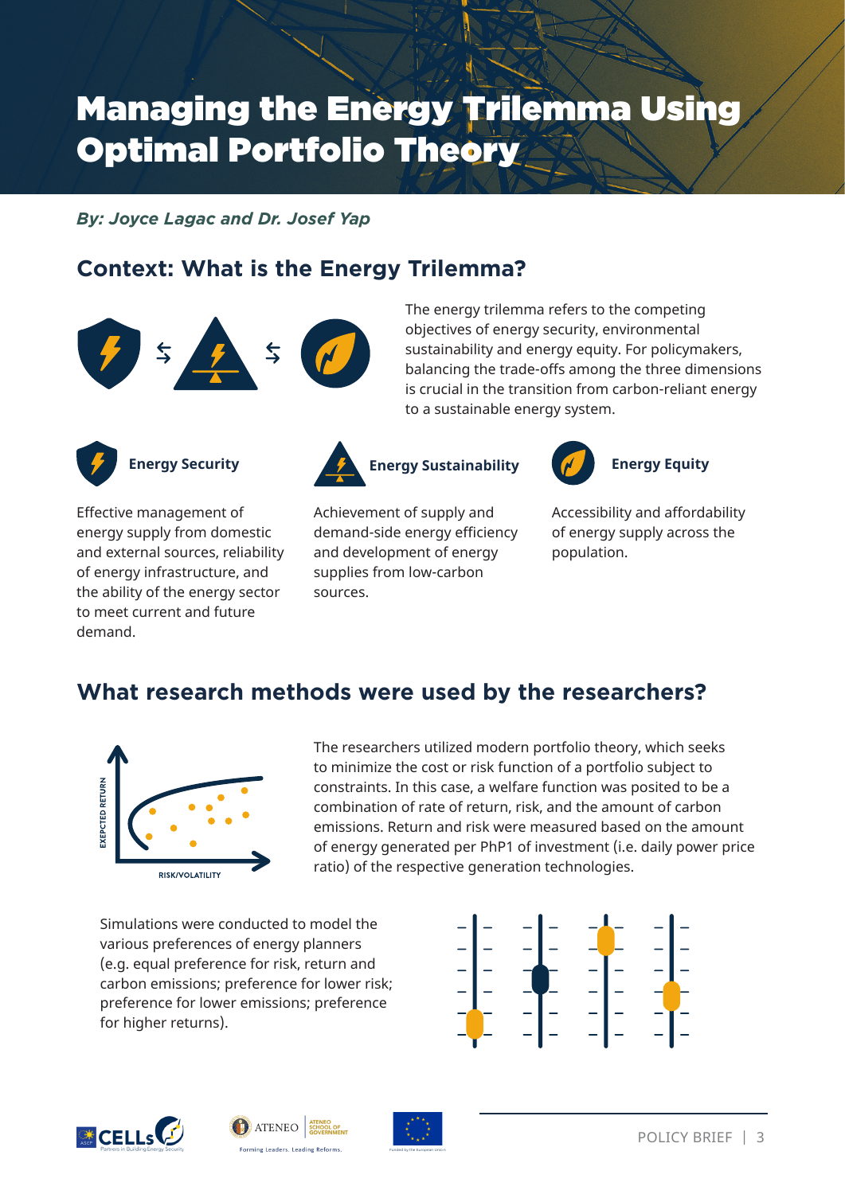# Managing the Energy Trilemma Using Optimal Portfolio Theory

***By: Joyce Lagac and Dr. Josef Yap***

## Context: What is the Energy Trilemma?

The energy trilemma refers to the competing objectives of energy security, environmental sustainability and energy equity. For policymakers, balancing the trade-offs among the three dimensions is crucial in the transition from carbon-reliant energy to a sustainable energy system.

**Energy Security**

Effective management of energy supply from domestic and external sources, reliability of energy infrastructure, and the ability of the energy sector to meet current and future demand.

**Energy Sustainability**

Achievement of supply and demand-side energy efficiency and development of energy supplies from low-carbon sources.

**Energy Equity**

Accessibility and affordability of energy supply across the population.

## What research methods were used by the researchers?

The researchers utilized modern portfolio theory, which seeks to minimize the cost or risk function of a portfolio subject to constraints. In this case, a welfare function was posited to be a combination of rate of return, risk, and the amount of carbon emissions. Return and risk were measured based on the amount of energy generated per PhP1 of investment (i.e. daily power price ratio) of the respective generation technologies.

Simulations were conducted to model the various preferences of energy planners (e.g. equal preference for risk, return and carbon emissions; preference for lower risk; preference for lower emissions; preference for higher returns).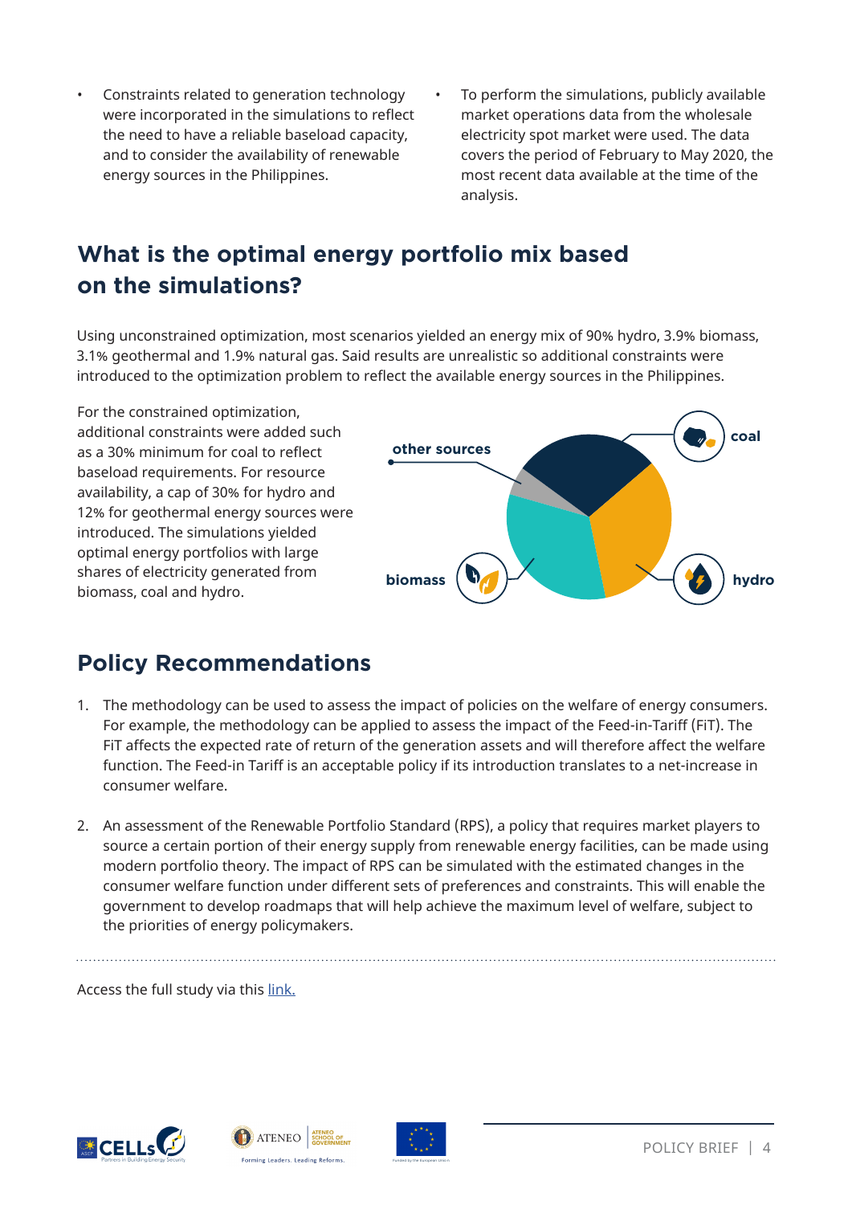- Constraints related to generation technology were incorporated in the simulations to reflect the need to have a reliable baseload capacity, and to consider the availability of renewable energy sources in the Philippines.
- To perform the simulations, publicly available market operations data from the wholesale electricity spot market were used. The data covers the period of February to May 2020, the most recent data available at the time of the analysis.

## What is the optimal energy portfolio mix based on the simulations?

Using unconstrained optimization, most scenarios yielded an energy mix of 90% hydro, 3.9% biomass, 3.1% geothermal and 1.9% natural gas. Said results are unrealistic so additional constraints were introduced to the optimization problem to reflect the available energy sources in the Philippines.

For the constrained optimization, additional constraints were added such as a 30% minimum for coal to reflect baseload requirements. For resource availability, a cap of 30% for hydro and 12% for geothermal energy sources were introduced. The simulations yielded optimal energy portfolios with large shares of electricity generated from biomass, coal and hydro.

other sources

coal

biomass

hydro

## Policy Recommendations

1. The methodology can be used to assess the impact of policies on the welfare of energy consumers. For example, the methodology can be applied to assess the impact of the Feed-in-Tariff (FiT). The FiT affects the expected rate of return of the generation assets and will therefore affect the welfare function. The Feed-in Tariff is an acceptable policy if its introduction translates to a net-increase in consumer welfare.

2. An assessment of the Renewable Portfolio Standard (RPS), a policy that requires market players to source a certain portion of their energy supply from renewable energy facilities, can be made using modern portfolio theory. The impact of RPS can be simulated with the estimated changes in the consumer welfare function under different sets of preferences and constraints. This will enable the government to develop roadmaps that will help achieve the maximum level of welfare, subject to the priorities of energy policymakers.

Access the full study via this link.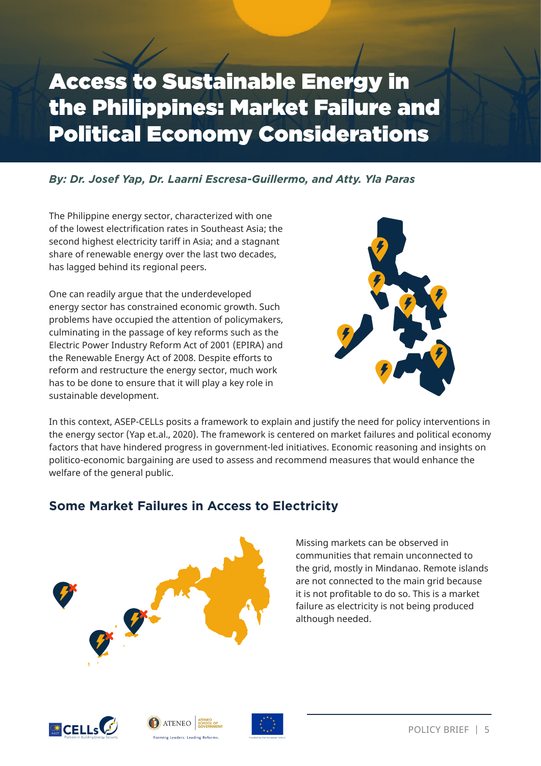# Access to Sustainable Energy in the Philippines: Market Failure and Political Economy Considerations

***By: Dr. Josef Yap, Dr. Laarni Escresa-Guillermo, and Atty. Yla Paras***

The Philippine energy sector, characterized with one of the lowest electrification rates in Southeast Asia; the second highest electricity tariff in Asia; and a stagnant share of renewable energy over the last two decades, has lagged behind its regional peers.

One can readily argue that the underdeveloped energy sector has constrained economic growth. Such problems have occupied the attention of policymakers, culminating in the passage of key reforms such as the Electric Power Industry Reform Act of 2001 (EPIRA) and the Renewable Energy Act of 2008. Despite efforts to reform and restructure the energy sector, much work has to be done to ensure that it will play a key role in sustainable development.

In this context, ASEP-CELLs posits a framework to explain and justify the need for policy interventions in the energy sector (Yap et.al., 2020). The framework is centered on market failures and political economy factors that have hindered progress in government-led initiatives. Economic reasoning and insights on politico-economic bargaining are used to assess and recommend measures that would enhance the welfare of the general public.

## Some Market Failures in Access to Electricity

Missing markets can be observed in communities that remain unconnected to the grid, mostly in Mindanao. Remote islands are not connected to the main grid because it is not profitable to do so. This is a market failure as electricity is not being produced although needed.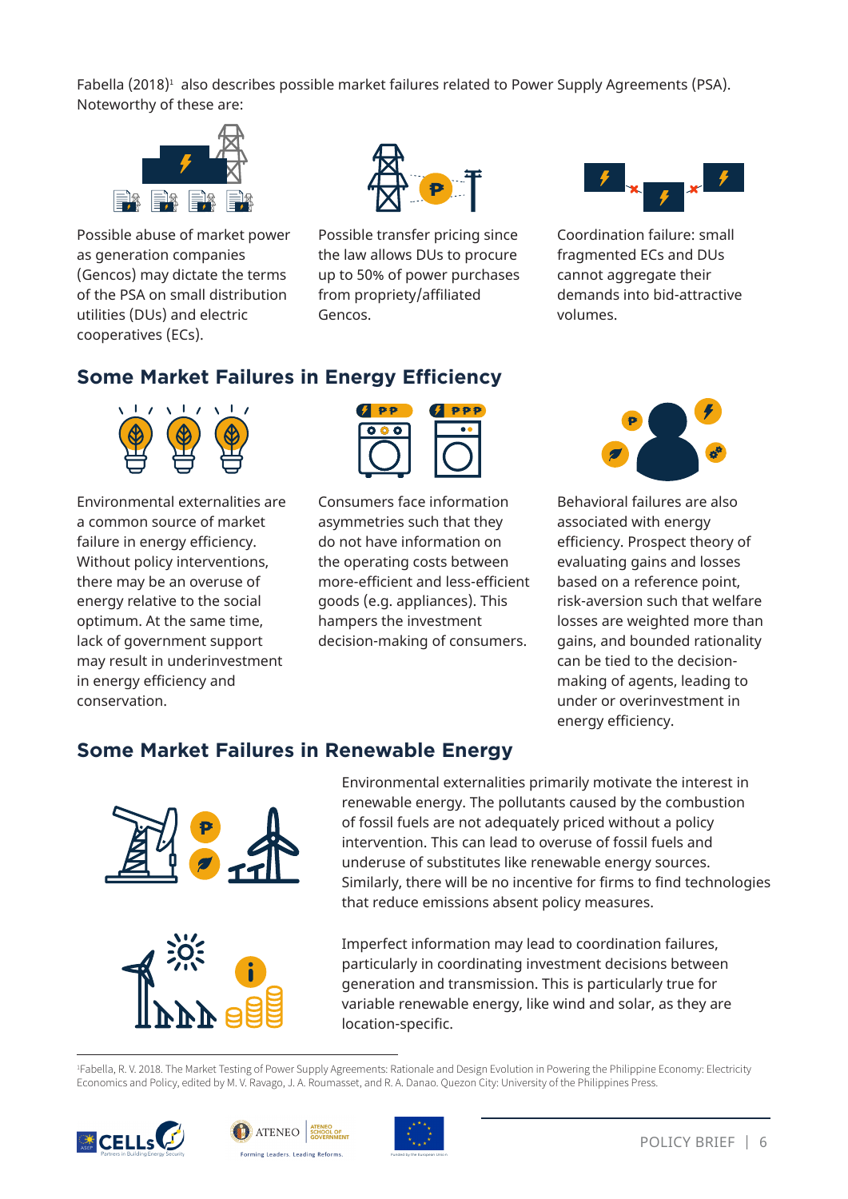Fabella (2018)[1] also describes possible market failures related to Power Supply Agreements (PSA). Noteworthy of these are:

Possible abuse of market power as generation companies (Gencos) may dictate the terms of the PSA on small distribution utilities (DUs) and electric cooperatives (ECs).

Possible transfer pricing since the law allows DUs to procure up to 50% of power purchases from propriety/affiliated Gencos.

Coordination failure: small fragmented ECs and DUs cannot aggregate their demands into bid-attractive volumes.

## Some Market Failures in Energy Efficiency

Environmental externalities are a common source of market failure in energy efficiency. Without policy interventions, there may be an overuse of energy relative to the social optimum. At the same time, lack of government support may result in underinvestment in energy efficiency and conservation.

Consumers face information asymmetries such that they do not have information on the operating costs between more-efficient and less-efficient goods (e.g. appliances). This hampers the investment decision-making of consumers.

Behavioral failures are also associated with energy efficiency. Prospect theory of evaluating gains and losses based on a reference point, risk-aversion such that welfare losses are weighted more than gains, and bounded rationality can be tied to the decision-making of agents, leading to under or overinvestment in energy efficiency.

## Some Market Failures in Renewable Energy

Environmental externalities primarily motivate the interest in renewable energy. The pollutants caused by the combustion of fossil fuels are not adequately priced without a policy intervention. This can lead to overuse of fossil fuels and underuse of substitutes like renewable energy sources. Similarly, there will be no incentive for firms to find technologies that reduce emissions absent policy measures.

Imperfect information may lead to coordination failures, particularly in coordinating investment decisions between generation and transmission. This is particularly true for variable renewable energy, like wind and solar, as they are location-specific.

[1]Fabella, R. V. 2018. The Market Testing of Power Supply Agreements: Rationale and Design Evolution in Powering the Philippine Economy: Electricity Economics and Policy, edited by M. V. Ravago, J. A. Roumasset, and R. A. Danao. Quezon City: University of the Philippines Press.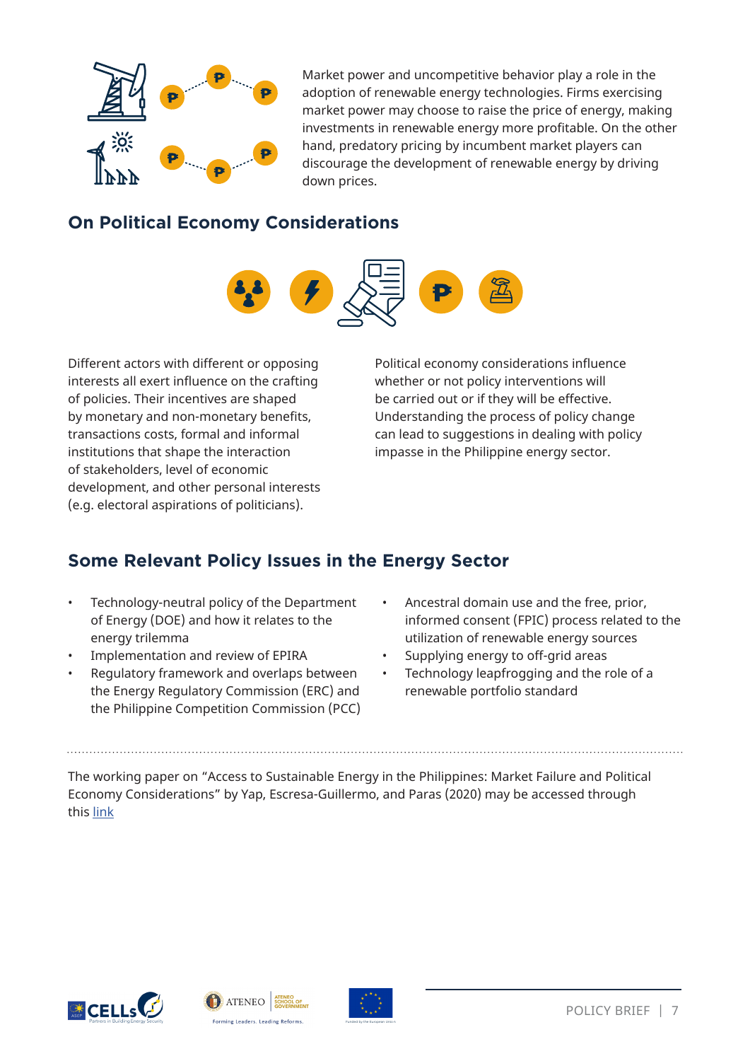Market power and uncompetitive behavior play a role in the adoption of renewable energy technologies. Firms exercising market power may choose to raise the price of energy, making investments in renewable energy more profitable. On the other hand, predatory pricing by incumbent market players can discourage the development of renewable energy by driving down prices.

## On Political Economy Considerations

Different actors with different or opposing interests all exert influence on the crafting of policies. Their incentives are shaped by monetary and non-monetary benefits, transactions costs, formal and informal institutions that shape the interaction of stakeholders, level of economic development, and other personal interests (e.g. electoral aspirations of politicians).

Political economy considerations influence whether or not policy interventions will be carried out or if they will be effective. Understanding the process of policy change can lead to suggestions in dealing with policy impasse in the Philippine energy sector.

## Some Relevant Policy Issues in the Energy Sector

- Technology-neutral policy of the Department of Energy (DOE) and how it relates to the energy trilemma
- Implementation and review of EPIRA
- Regulatory framework and overlaps between the Energy Regulatory Commission (ERC) and the Philippine Competition Commission (PCC)
- Ancestral domain use and the free, prior, informed consent (FPIC) process related to the utilization of renewable energy sources
- Supplying energy to off-grid areas
- Technology leapfrogging and the role of a renewable portfolio standard

---

The working paper on "Access to Sustainable Energy in the Philippines: Market Failure and Political Economy Considerations" by Yap, Escresa-Guillermo, and Paras (2020) may be accessed through this link